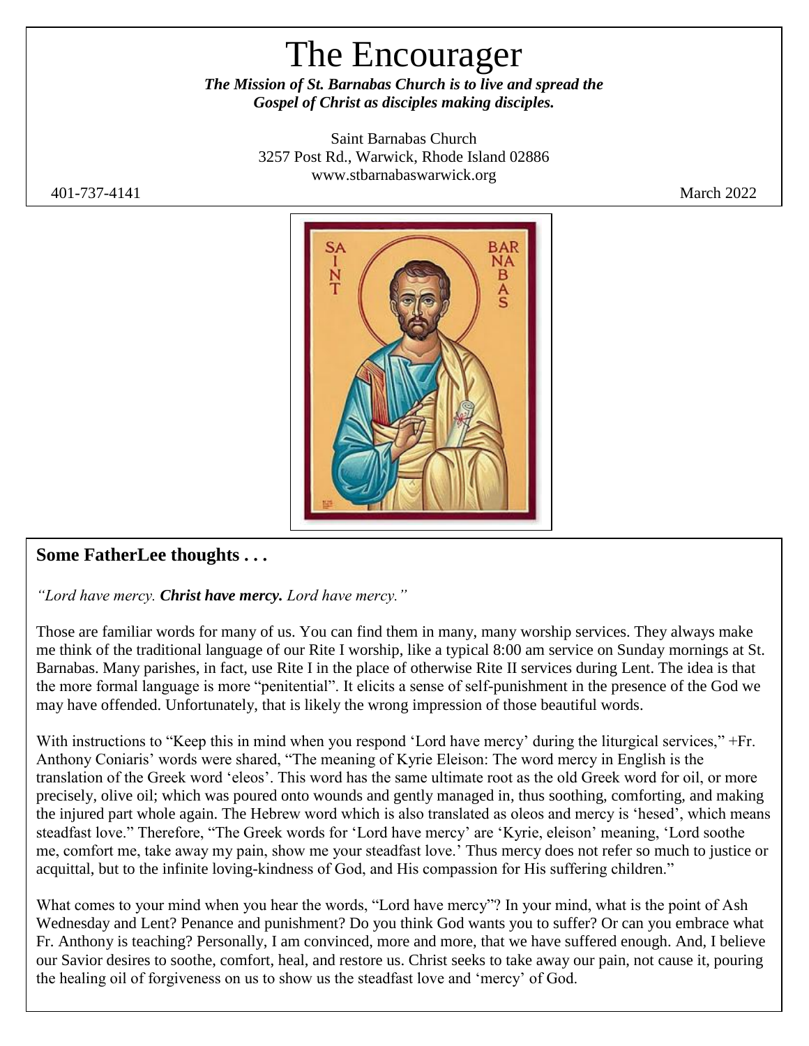# The Encourager

***The Mission of St. Barnabas Church is to live and spread the Gospel of Christ as disciples making disciples.***

Saint Barnabas Church
3257 Post Rd., Warwick, Rhode Island 02886
www.stbarnabaswarwick.org

401-737-4141 March 2022

## Some FatherLee thoughts . . .

*"Lord have mercy.* ***Christ have mercy.*** *Lord have mercy."*

Those are familiar words for many of us. You can find them in many, many worship services. They always make me think of the traditional language of our Rite I worship, like a typical 8:00 am service on Sunday mornings at St. Barnabas. Many parishes, in fact, use Rite I in the place of otherwise Rite II services during Lent. The idea is that the more formal language is more "penitential". It elicits a sense of self-punishment in the presence of the God we may have offended. Unfortunately, that is likely the wrong impression of those beautiful words.

With instructions to "Keep this in mind when you respond 'Lord have mercy' during the liturgical services," +Fr. Anthony Coniaris' words were shared, "The meaning of Kyrie Eleison: The word mercy in English is the translation of the Greek word 'eleos'. This word has the same ultimate root as the old Greek word for oil, or more precisely, olive oil; which was poured onto wounds and gently managed in, thus soothing, comforting, and making the injured part whole again. The Hebrew word which is also translated as oleos and mercy is 'hesed', which means steadfast love." Therefore, "The Greek words for 'Lord have mercy' are 'Kyrie, eleison' meaning, 'Lord soothe me, comfort me, take away my pain, show me your steadfast love.' Thus mercy does not refer so much to justice or acquittal, but to the infinite loving-kindness of God, and His compassion for His suffering children."

What comes to your mind when you hear the words, "Lord have mercy"? In your mind, what is the point of Ash Wednesday and Lent? Penance and punishment? Do you think God wants you to suffer? Or can you embrace what Fr. Anthony is teaching? Personally, I am convinced, more and more, that we have suffered enough. And, I believe our Savior desires to soothe, comfort, heal, and restore us. Christ seeks to take away our pain, not cause it, pouring the healing oil of forgiveness on us to show us the steadfast love and 'mercy' of God.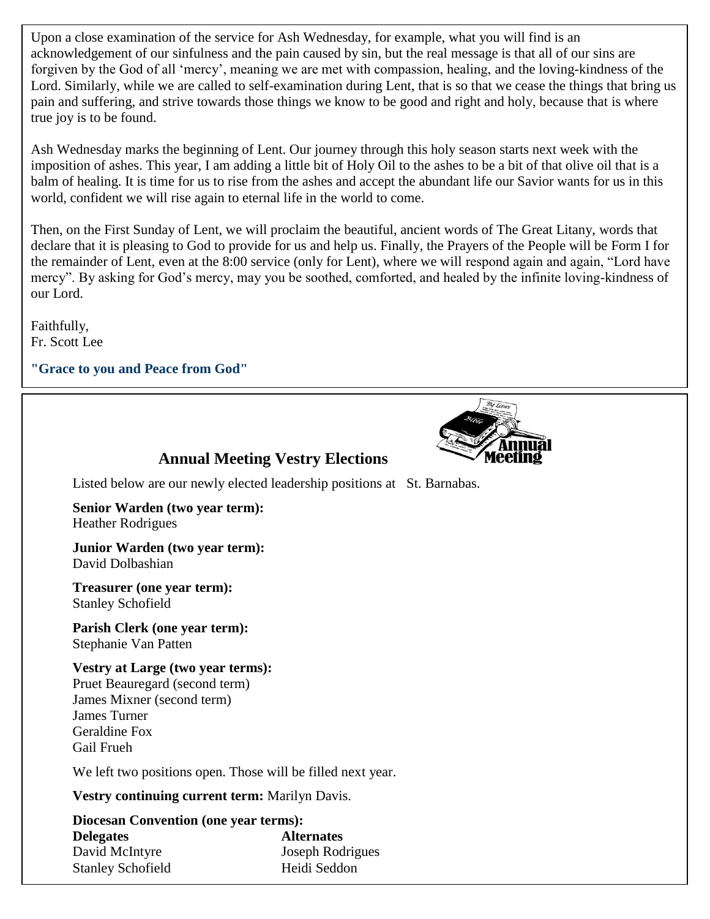Upon a close examination of the service for Ash Wednesday, for example, what you will find is an acknowledgement of our sinfulness and the pain caused by sin, but the real message is that all of our sins are forgiven by the God of all 'mercy', meaning we are met with compassion, healing, and the loving-kindness of the Lord. Similarly, while we are called to self-examination during Lent, that is so that we cease the things that bring us pain and suffering, and strive towards those things we know to be good and right and holy, because that is where true joy is to be found.

Ash Wednesday marks the beginning of Lent. Our journey through this holy season starts next week with the imposition of ashes. This year, I am adding a little bit of Holy Oil to the ashes to be a bit of that olive oil that is a balm of healing. It is time for us to rise from the ashes and accept the abundant life our Savior wants for us in this world, confident we will rise again to eternal life in the world to come.

Then, on the First Sunday of Lent, we will proclaim the beautiful, ancient words of The Great Litany, words that declare that it is pleasing to God to provide for us and help us. Finally, the Prayers of the People will be Form I for the remainder of Lent, even at the 8:00 service (only for Lent), where we will respond again and again, "Lord have mercy". By asking for God's mercy, may you be soothed, comforted, and healed by the infinite loving-kindness of our Lord.

Faithfully,
Fr. Scott Lee

**"Grace to you and Peace from God"**

## Annual Meeting Vestry Elections

Listed below are our newly elected leadership positions at St. Barnabas.

**Senior Warden (two year term):**
Heather Rodrigues

**Junior Warden (two year term):**
David Dolbashian

**Treasurer (one year term):**
Stanley Schofield

**Parish Clerk (one year term):**
Stephanie Van Patten

**Vestry at Large (two year terms):**
Pruet Beauregard (second term)
James Mixner (second term)
James Turner
Geraldine Fox
Gail Frueh

We left two positions open. Those will be filled next year.

**Vestry continuing current term:** Marilyn Davis.

**Diocesan Convention (one year terms):**

| **Delegates** | **Alternates** |
| --- | --- |
| David McIntyre | Joseph Rodrigues |
| Stanley Schofield | Heidi Seddon |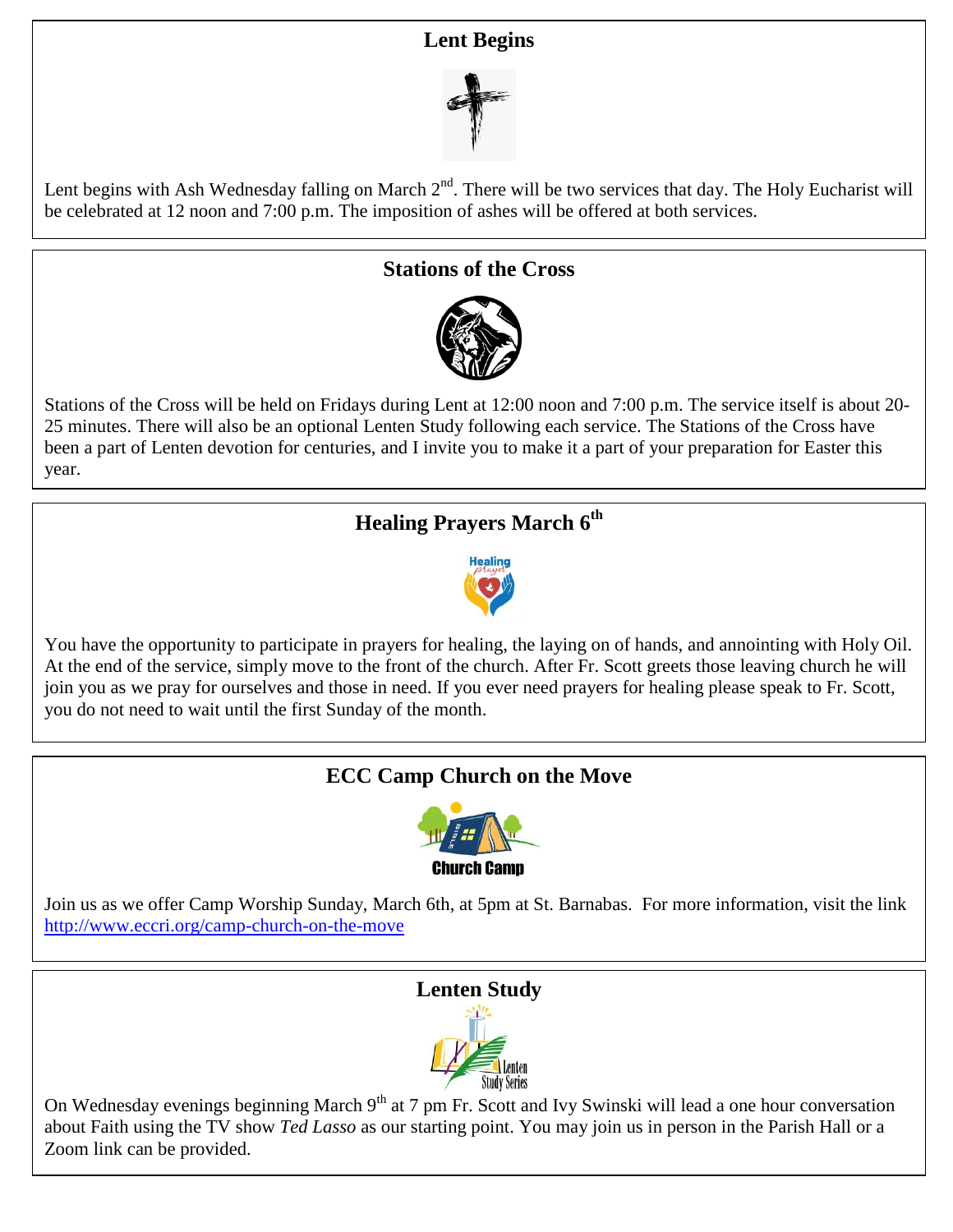## Lent Begins

Lent begins with Ash Wednesday falling on March 2nd. There will be two services that day. The Holy Eucharist will be celebrated at 12 noon and 7:00 p.m. The imposition of ashes will be offered at both services.

## Stations of the Cross

Stations of the Cross will be held on Fridays during Lent at 12:00 noon and 7:00 p.m. The service itself is about 20-25 minutes. There will also be an optional Lenten Study following each service. The Stations of the Cross have been a part of Lenten devotion for centuries, and I invite you to make it a part of your preparation for Easter this year.

## Healing Prayers March 6th

You have the opportunity to participate in prayers for healing, the laying on of hands, and annointing with Holy Oil. At the end of the service, simply move to the front of the church. After Fr. Scott greets those leaving church he will join you as we pray for ourselves and those in need. If you ever need prayers for healing please speak to Fr. Scott, you do not need to wait until the first Sunday of the month.

## ECC Camp Church on the Move

Join us as we offer Camp Worship Sunday, March 6th, at 5pm at St. Barnabas. For more information, visit the link http://www.eccri.org/camp-church-on-the-move

## Lenten Study

On Wednesday evenings beginning March 9th at 7 pm Fr. Scott and Ivy Swinski will lead a one hour conversation about Faith using the TV show *Ted Lasso* as our starting point. You may join us in person in the Parish Hall or a Zoom link can be provided.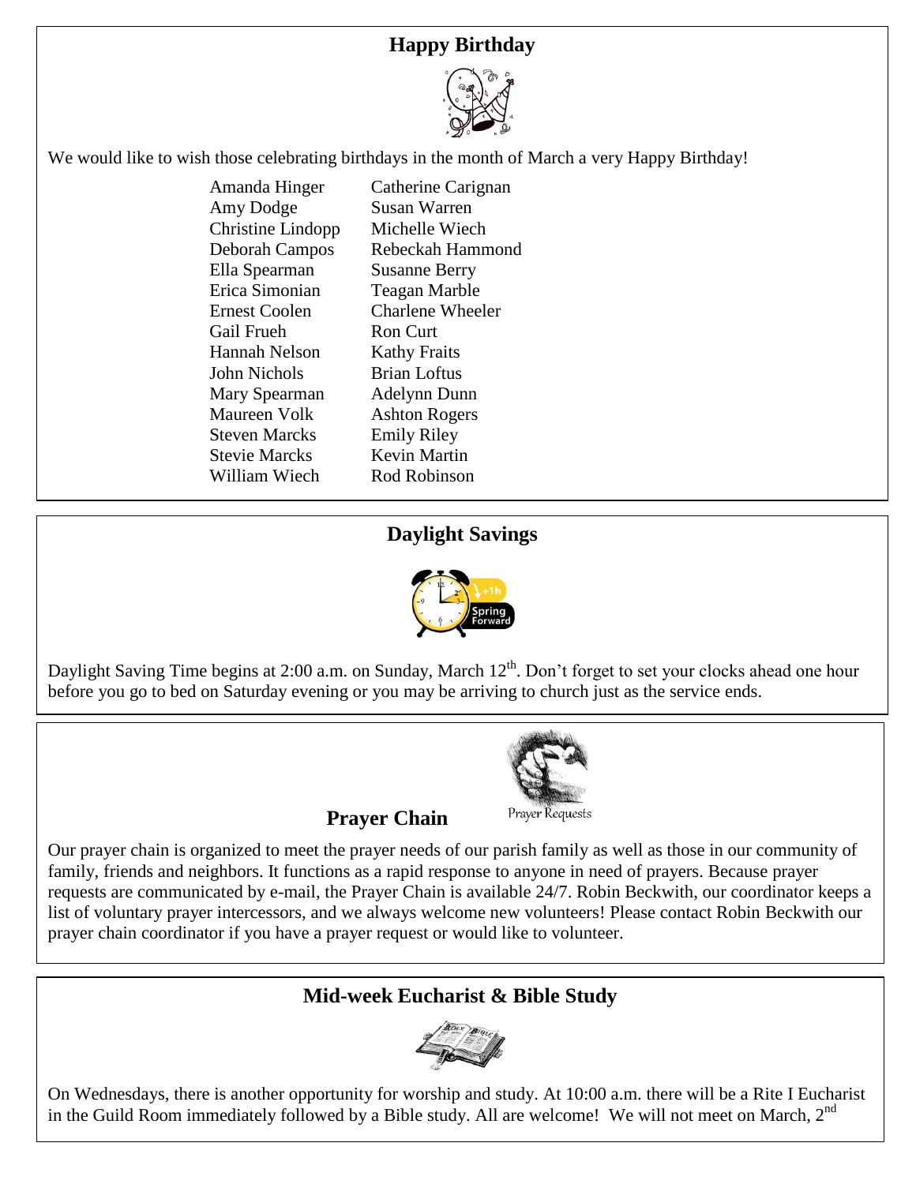## Happy Birthday

We would like to wish those celebrating birthdays in the month of March a very Happy Birthday!

Amanda Hinger
Amy Dodge
Christine Lindopp
Deborah Campos
Ella Spearman
Erica Simonian
Ernest Coolen
Gail Frueh
Hannah Nelson
John Nichols
Mary Spearman
Maureen Volk
Steven Marcks
Stevie Marcks
William Wiech
Catherine Carignan
Susan Warren
Michelle Wiech
Rebeckah Hammond
Susanne Berry
Teagan Marble
Charlene Wheeler
Ron Curt
Kathy Fraits
Brian Loftus
Adelynn Dunn
Ashton Rogers
Emily Riley
Kevin Martin
Rod Robinson

## Daylight Savings

Daylight Saving Time begins at 2:00 a.m. on Sunday, March 12th. Don't forget to set your clocks ahead one hour before you go to bed on Saturday evening or you may be arriving to church just as the service ends.

## Prayer Chain

Prayer Requests

Our prayer chain is organized to meet the prayer needs of our parish family as well as those in our community of family, friends and neighbors. It functions as a rapid response to anyone in need of prayers. Because prayer requests are communicated by e-mail, the Prayer Chain is available 24/7. Robin Beckwith, our coordinator keeps a list of voluntary prayer intercessors, and we always welcome new volunteers! Please contact Robin Beckwith our prayer chain coordinator if you have a prayer request or would like to volunteer.

## Mid-week Eucharist & Bible Study

On Wednesdays, there is another opportunity for worship and study. At 10:00 a.m. there will be a Rite I Eucharist in the Guild Room immediately followed by a Bible study. All are welcome! We will not meet on March, 2nd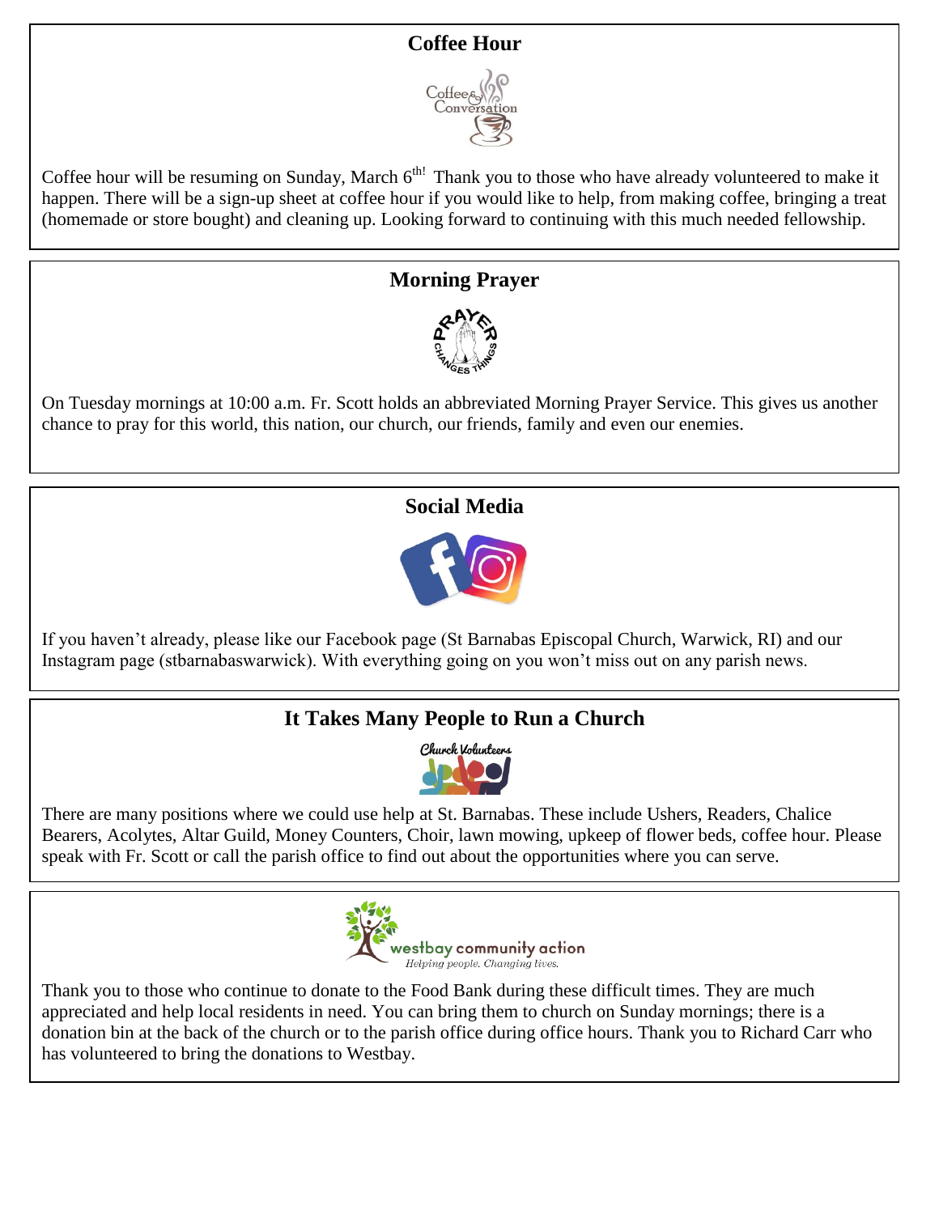## Coffee Hour

Coffee hour will be resuming on Sunday, March 6th! Thank you to those who have already volunteered to make it happen. There will be a sign-up sheet at coffee hour if you would like to help, from making coffee, bringing a treat (homemade or store bought) and cleaning up. Looking forward to continuing with this much needed fellowship.

## Morning Prayer

On Tuesday mornings at 10:00 a.m. Fr. Scott holds an abbreviated Morning Prayer Service. This gives us another chance to pray for this world, this nation, our church, our friends, family and even our enemies.

## Social Media

If you haven't already, please like our Facebook page (St Barnabas Episcopal Church, Warwick, RI) and our Instagram page (stbarnabaswarwick). With everything going on you won't miss out on any parish news.

## It Takes Many People to Run a Church

There are many positions where we could use help at St. Barnabas. These include Ushers, Readers, Chalice Bearers, Acolytes, Altar Guild, Money Counters, Choir, lawn mowing, upkeep of flower beds, coffee hour. Please speak with Fr. Scott or call the parish office to find out about the opportunities where you can serve.

westbay community action
*Helping people. Changing lives.*

Thank you to those who continue to donate to the Food Bank during these difficult times. They are much appreciated and help local residents in need. You can bring them to church on Sunday mornings; there is a donation bin at the back of the church or to the parish office during office hours. Thank you to Richard Carr who has volunteered to bring the donations to Westbay.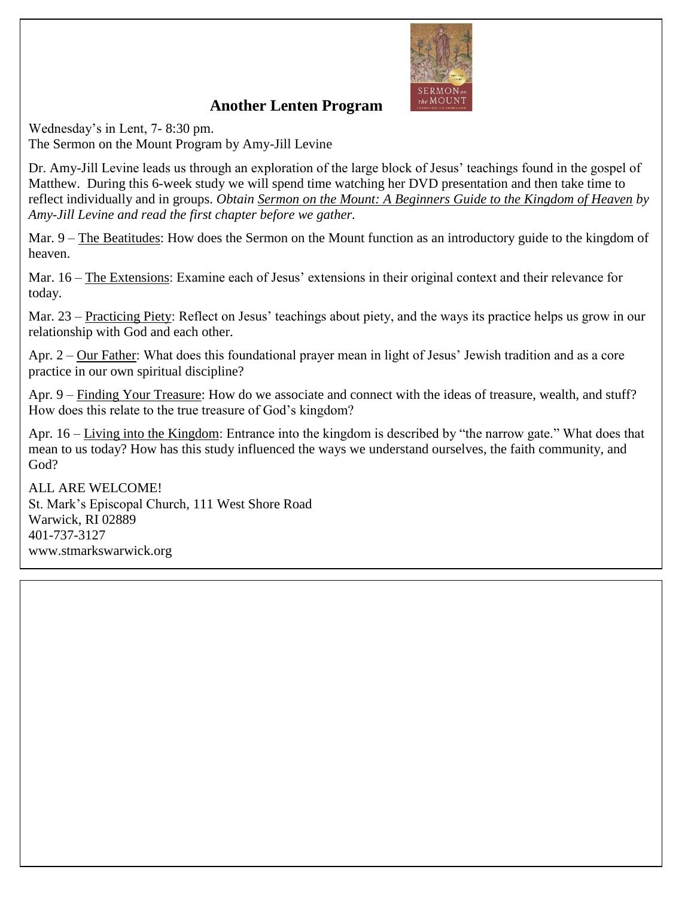## Another Lenten Program

Wednesday's in Lent, 7- 8:30 pm.
The Sermon on the Mount Program by Amy-Jill Levine

Dr. Amy-Jill Levine leads us through an exploration of the large block of Jesus' teachings found in the gospel of Matthew. During this 6-week study we will spend time watching her DVD presentation and then take time to reflect individually and in groups. *Obtain Sermon on the Mount: A Beginners Guide to the Kingdom of Heaven by Amy-Jill Levine and read the first chapter before we gather.*

Mar. 9 – The Beatitudes: How does the Sermon on the Mount function as an introductory guide to the kingdom of heaven.

Mar. 16 – The Extensions: Examine each of Jesus' extensions in their original context and their relevance for today.

Mar. 23 – Practicing Piety: Reflect on Jesus' teachings about piety, and the ways its practice helps us grow in our relationship with God and each other.

Apr. 2 – Our Father: What does this foundational prayer mean in light of Jesus' Jewish tradition and as a core practice in our own spiritual discipline?

Apr. 9 – Finding Your Treasure: How do we associate and connect with the ideas of treasure, wealth, and stuff? How does this relate to the true treasure of God's kingdom?

Apr. 16 – Living into the Kingdom: Entrance into the kingdom is described by "the narrow gate." What does that mean to us today? How has this study influenced the ways we understand ourselves, the faith community, and God?

ALL ARE WELCOME!
St. Mark's Episcopal Church, 111 West Shore Road
Warwick, RI 02889
401-737-3127
www.stmarkswarwick.org